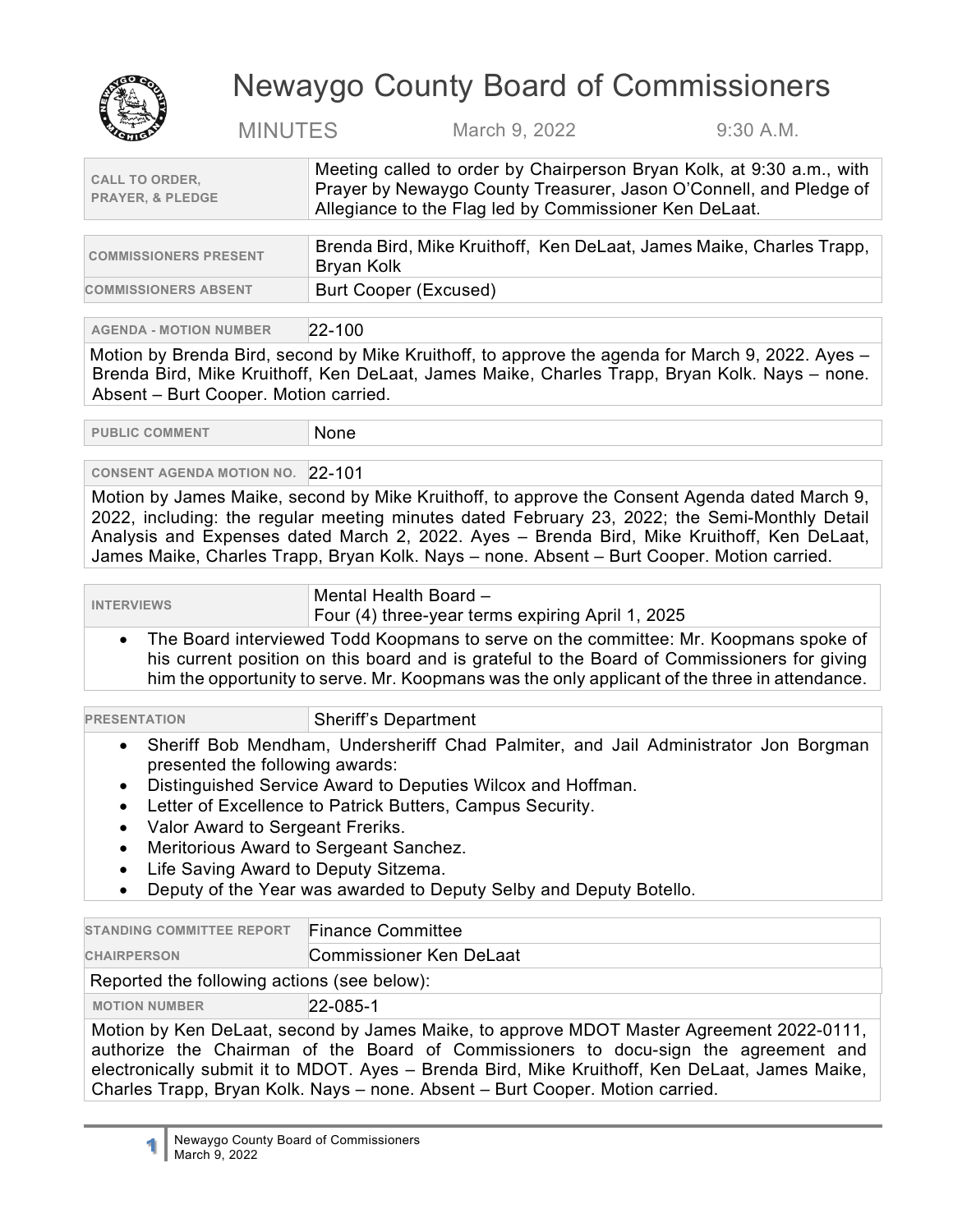# Newaygo County Board of Commissioners

MINUTES March 9, 2022 9:30 A.M.

| | |
|---|---|
| **CALL TO ORDER, PRAYER, & PLEDGE** | Meeting called to order by Chairperson Bryan Kolk, at 9:30 a.m., with Prayer by Newaygo County Treasurer, Jason O'Connell, and Pledge of Allegiance to the Flag led by Commissioner Ken DeLaat. |

| | |
|---|---|
| **COMMISSIONERS PRESENT** | Brenda Bird, Mike Kruithoff, Ken DeLaat, James Maike, Charles Trapp, Bryan Kolk |
| **COMMISSIONERS ABSENT** | Burt Cooper (Excused) |

| | |
|---|---|
| **AGENDA - MOTION NUMBER** | 22-100 |

Motion by Brenda Bird, second by Mike Kruithoff, to approve the agenda for March 9, 2022. Ayes – Brenda Bird, Mike Kruithoff, Ken DeLaat, James Maike, Charles Trapp, Bryan Kolk. Nays – none. Absent – Burt Cooper. Motion carried.

| | |
|---|---|
| **PUBLIC COMMENT** | None |

| | |
|---|---|
| **CONSENT AGENDA MOTION NO.** | 22-101 |

Motion by James Maike, second by Mike Kruithoff, to approve the Consent Agenda dated March 9, 2022, including: the regular meeting minutes dated February 23, 2022; the Semi-Monthly Detail Analysis and Expenses dated March 2, 2022. Ayes – Brenda Bird, Mike Kruithoff, Ken DeLaat, James Maike, Charles Trapp, Bryan Kolk. Nays – none. Absent – Burt Cooper. Motion carried.

| | |
|---|---|
| **INTERVIEWS** | Mental Health Board – Four (4) three-year terms expiring April 1, 2025 |

- The Board interviewed Todd Koopmans to serve on the committee: Mr. Koopmans spoke of his current position on this board and is grateful to the Board of Commissioners for giving him the opportunity to serve. Mr. Koopmans was the only applicant of the three in attendance.

| | |
|---|---|
| **PRESENTATION** | Sheriff's Department |

- Sheriff Bob Mendham, Undersheriff Chad Palmiter, and Jail Administrator Jon Borgman presented the following awards:
- Distinguished Service Award to Deputies Wilcox and Hoffman.
- Letter of Excellence to Patrick Butters, Campus Security.
- Valor Award to Sergeant Freriks.
- Meritorious Award to Sergeant Sanchez.
- Life Saving Award to Deputy Sitzema.
- Deputy of the Year was awarded to Deputy Selby and Deputy Botello.

| | |
|---|---|
| **STANDING COMMITTEE REPORT** | Finance Committee |
| **CHAIRPERSON** | Commissioner Ken DeLaat |

Reported the following actions (see below):

| | |
|---|---|
| **MOTION NUMBER** | 22-085-1 |

Motion by Ken DeLaat, second by James Maike, to approve MDOT Master Agreement 2022-0111, authorize the Chairman of the Board of Commissioners to docu-sign the agreement and electronically submit it to MDOT. Ayes – Brenda Bird, Mike Kruithoff, Ken DeLaat, James Maike, Charles Trapp, Bryan Kolk. Nays – none. Absent – Burt Cooper. Motion carried.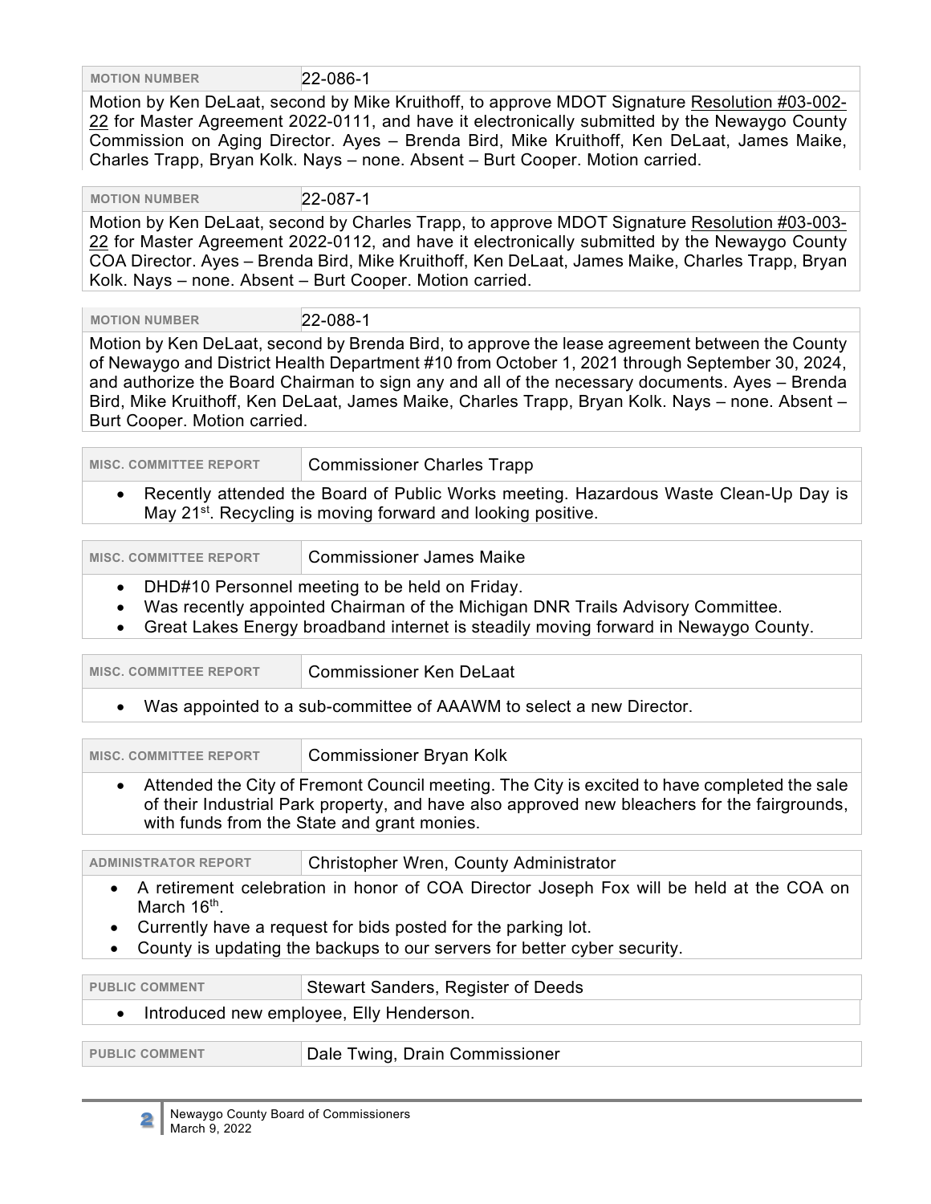| MOTION NUMBER | 22-086-1 |
| --- | --- |

Motion by Ken DeLaat, second by Mike Kruithoff, to approve MDOT Signature Resolution #03-002-22 for Master Agreement 2022-0111, and have it electronically submitted by the Newaygo County Commission on Aging Director. Ayes – Brenda Bird, Mike Kruithoff, Ken DeLaat, James Maike, Charles Trapp, Bryan Kolk. Nays – none. Absent – Burt Cooper. Motion carried.

| MOTION NUMBER | 22-087-1 |
| --- | --- |

Motion by Ken DeLaat, second by Charles Trapp, to approve MDOT Signature Resolution #03-003-22 for Master Agreement 2022-0112, and have it electronically submitted by the Newaygo County COA Director. Ayes – Brenda Bird, Mike Kruithoff, Ken DeLaat, James Maike, Charles Trapp, Bryan Kolk. Nays – none. Absent – Burt Cooper. Motion carried.

| MOTION NUMBER | 22-088-1 |
| --- | --- |

Motion by Ken DeLaat, second by Brenda Bird, to approve the lease agreement between the County of Newaygo and District Health Department #10 from October 1, 2021 through September 30, 2024, and authorize the Board Chairman to sign any and all of the necessary documents. Ayes – Brenda Bird, Mike Kruithoff, Ken DeLaat, James Maike, Charles Trapp, Bryan Kolk. Nays – none. Absent – Burt Cooper. Motion carried.

| MISC. COMMITTEE REPORT | Commissioner Charles Trapp |
| --- | --- |

- Recently attended the Board of Public Works meeting. Hazardous Waste Clean-Up Day is May 21st. Recycling is moving forward and looking positive.

| MISC. COMMITTEE REPORT | Commissioner James Maike |
| --- | --- |

- DHD#10 Personnel meeting to be held on Friday.
- Was recently appointed Chairman of the Michigan DNR Trails Advisory Committee.
- Great Lakes Energy broadband internet is steadily moving forward in Newaygo County.

| MISC. COMMITTEE REPORT | Commissioner Ken DeLaat |
| --- | --- |

- Was appointed to a sub-committee of AAAWM to select a new Director.

| MISC. COMMITTEE REPORT | Commissioner Bryan Kolk |
| --- | --- |

- Attended the City of Fremont Council meeting. The City is excited to have completed the sale of their Industrial Park property, and have also approved new bleachers for the fairgrounds, with funds from the State and grant monies.

| ADMINISTRATOR REPORT | Christopher Wren, County Administrator |
| --- | --- |

- A retirement celebration in honor of COA Director Joseph Fox will be held at the COA on March 16th.
- Currently have a request for bids posted for the parking lot.
- County is updating the backups to our servers for better cyber security.

| PUBLIC COMMENT | Stewart Sanders, Register of Deeds |
| --- | --- |

- Introduced new employee, Elly Henderson.

| PUBLIC COMMENT | Dale Twing, Drain Commissioner |
| --- | --- |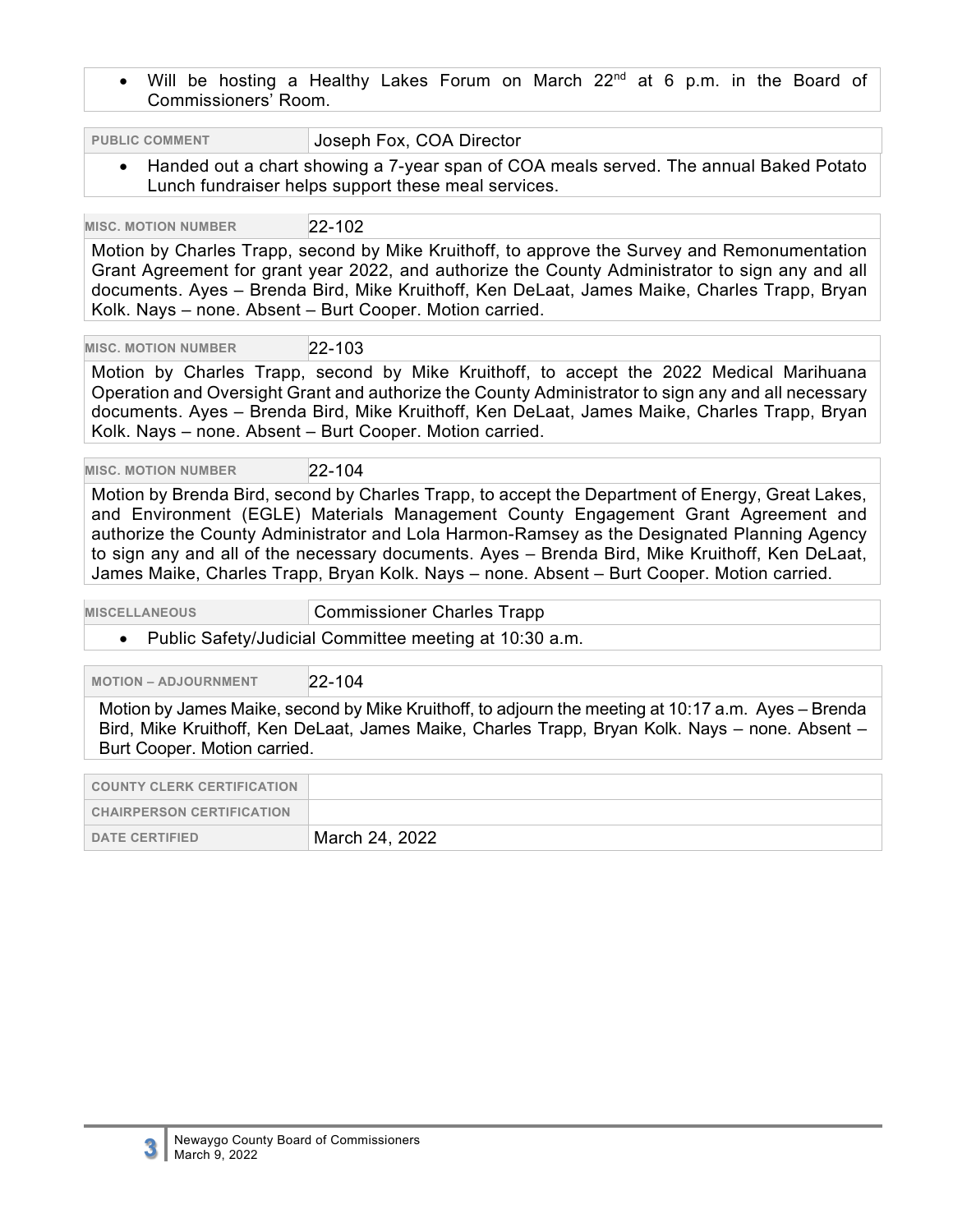- Will be hosting a Healthy Lakes Forum on March 22nd at 6 p.m. in the Board of Commissioners' Room.

| PUBLIC COMMENT | Joseph Fox, COA Director |
|---|---|

- Handed out a chart showing a 7-year span of COA meals served. The annual Baked Potato Lunch fundraiser helps support these meal services.

| MISC. MOTION NUMBER | 22-102 |
|---|---|

Motion by Charles Trapp, second by Mike Kruithoff, to approve the Survey and Remonumentation Grant Agreement for grant year 2022, and authorize the County Administrator to sign any and all documents. Ayes – Brenda Bird, Mike Kruithoff, Ken DeLaat, James Maike, Charles Trapp, Bryan Kolk. Nays – none. Absent – Burt Cooper. Motion carried.

| MISC. MOTION NUMBER | 22-103 |
|---|---|

Motion by Charles Trapp, second by Mike Kruithoff, to accept the 2022 Medical Marihuana Operation and Oversight Grant and authorize the County Administrator to sign any and all necessary documents. Ayes – Brenda Bird, Mike Kruithoff, Ken DeLaat, James Maike, Charles Trapp, Bryan Kolk. Nays – none. Absent – Burt Cooper. Motion carried.

| MISC. MOTION NUMBER | 22-104 |
|---|---|

Motion by Brenda Bird, second by Charles Trapp, to accept the Department of Energy, Great Lakes, and Environment (EGLE) Materials Management County Engagement Grant Agreement and authorize the County Administrator and Lola Harmon-Ramsey as the Designated Planning Agency to sign any and all of the necessary documents. Ayes – Brenda Bird, Mike Kruithoff, Ken DeLaat, James Maike, Charles Trapp, Bryan Kolk. Nays – none. Absent – Burt Cooper. Motion carried.

| MISCELLANEOUS | Commissioner Charles Trapp |
|---|---|

- Public Safety/Judicial Committee meeting at 10:30 a.m.

| MOTION – ADJOURNMENT | 22-104 |
|---|---|

Motion by James Maike, second by Mike Kruithoff, to adjourn the meeting at 10:17 a.m. Ayes – Brenda Bird, Mike Kruithoff, Ken DeLaat, James Maike, Charles Trapp, Bryan Kolk. Nays – none. Absent – Burt Cooper. Motion carried.

| | |
|---|---|
| COUNTY CLERK CERTIFICATION | |
| CHAIRPERSON CERTIFICATION | |
| DATE CERTIFIED | March 24, 2022 |